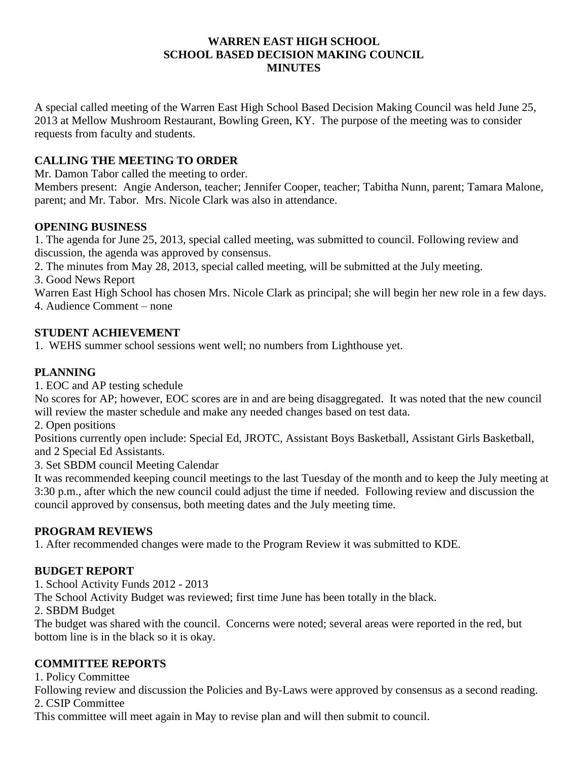# WARREN EAST HIGH SCHOOL
# SCHOOL BASED DECISION MAKING COUNCIL
# MINUTES

A special called meeting of the Warren East High School Based Decision Making Council was held June 25, 2013 at Mellow Mushroom Restaurant, Bowling Green, KY. The purpose of the meeting was to consider requests from faculty and students.

## CALLING THE MEETING TO ORDER

Mr. Damon Tabor called the meeting to order.

Members present: Angie Anderson, teacher; Jennifer Cooper, teacher; Tabitha Nunn, parent; Tamara Malone, parent; and Mr. Tabor. Mrs. Nicole Clark was also in attendance.

## OPENING BUSINESS

1. The agenda for June 25, 2013, special called meeting, was submitted to council. Following review and discussion, the agenda was approved by consensus.
2. The minutes from May 28, 2013, special called meeting, will be submitted at the July meeting.
3. Good News Report

Warren East High School has chosen Mrs. Nicole Clark as principal; she will begin her new role in a few days.

4. Audience Comment – none

## STUDENT ACHIEVEMENT

1. WEHS summer school sessions went well; no numbers from Lighthouse yet.

## PLANNING

1. EOC and AP testing schedule

No scores for AP; however, EOC scores are in and are being disaggregated. It was noted that the new council will review the master schedule and make any needed changes based on test data.

2. Open positions

Positions currently open include: Special Ed, JROTC, Assistant Boys Basketball, Assistant Girls Basketball, and 2 Special Ed Assistants.

3. Set SBDM council Meeting Calendar

It was recommended keeping council meetings to the last Tuesday of the month and to keep the July meeting at 3:30 p.m., after which the new council could adjust the time if needed. Following review and discussion the council approved by consensus, both meeting dates and the July meeting time.

## PROGRAM REVIEWS

1. After recommended changes were made to the Program Review it was submitted to KDE.

## BUDGET REPORT

1. School Activity Funds 2012 - 2013

The School Activity Budget was reviewed; first time June has been totally in the black.

2. SBDM Budget

The budget was shared with the council. Concerns were noted; several areas were reported in the red, but bottom line is in the black so it is okay.

## COMMITTEE REPORTS

1. Policy Committee

Following review and discussion the Policies and By-Laws were approved by consensus as a second reading.

2. CSIP Committee

This committee will meet again in May to revise plan and will then submit to council.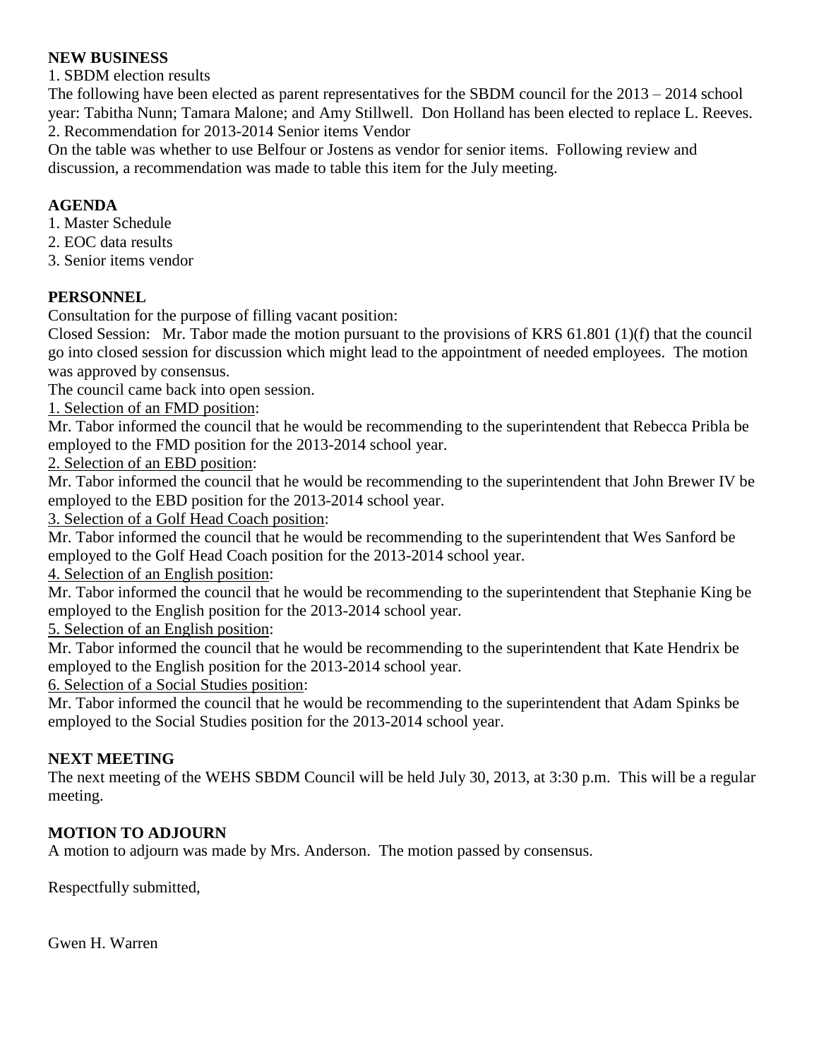**NEW BUSINESS**

1. SBDM election results

The following have been elected as parent representatives for the SBDM council for the 2013 – 2014 school year: Tabitha Nunn; Tamara Malone; and Amy Stillwell. Don Holland has been elected to replace L. Reeves.

2. Recommendation for 2013-2014 Senior items Vendor

On the table was whether to use Belfour or Jostens as vendor for senior items. Following review and discussion, a recommendation was made to table this item for the July meeting.

**AGENDA**

1. Master Schedule
2. EOC data results
3. Senior items vendor

**PERSONNEL**

Consultation for the purpose of filling vacant position:

Closed Session: Mr. Tabor made the motion pursuant to the provisions of KRS 61.801 (1)(f) that the council go into closed session for discussion which might lead to the appointment of needed employees. The motion was approved by consensus.

The council came back into open session.

1. Selection of an FMD position:

Mr. Tabor informed the council that he would be recommending to the superintendent that Rebecca Pribla be employed to the FMD position for the 2013-2014 school year.

2. Selection of an EBD position:

Mr. Tabor informed the council that he would be recommending to the superintendent that John Brewer IV be employed to the EBD position for the 2013-2014 school year.

3. Selection of a Golf Head Coach position:

Mr. Tabor informed the council that he would be recommending to the superintendent that Wes Sanford be employed to the Golf Head Coach position for the 2013-2014 school year.

4. Selection of an English position:

Mr. Tabor informed the council that he would be recommending to the superintendent that Stephanie King be employed to the English position for the 2013-2014 school year.

5. Selection of an English position:

Mr. Tabor informed the council that he would be recommending to the superintendent that Kate Hendrix be employed to the English position for the 2013-2014 school year.

6. Selection of a Social Studies position:

Mr. Tabor informed the council that he would be recommending to the superintendent that Adam Spinks be employed to the Social Studies position for the 2013-2014 school year.

**NEXT MEETING**

The next meeting of the WEHS SBDM Council will be held July 30, 2013, at 3:30 p.m. This will be a regular meeting.

**MOTION TO ADJOURN**

A motion to adjourn was made by Mrs. Anderson. The motion passed by consensus.

Respectfully submitted,

Gwen H. Warren